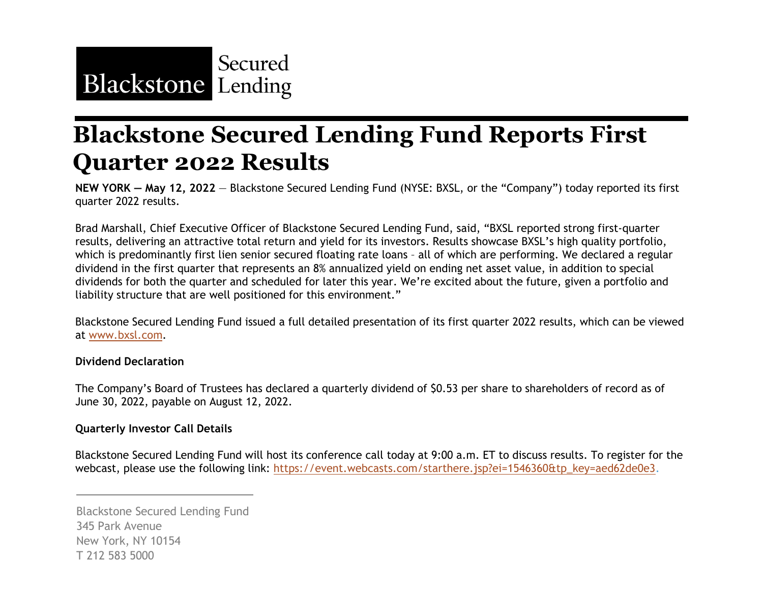Blackstone Secured Lending

# Blackstone Secured Lending Fund Reports First Quarter 2022 Results

**NEW YORK — May 12, 2022** — Blackstone Secured Lending Fund (NYSE: BXSL, or the "Company") today reported its first quarter 2022 results.

Brad Marshall, Chief Executive Officer of Blackstone Secured Lending Fund, said, "BXSL reported strong first-quarter results, delivering an attractive total return and yield for its investors. Results showcase BXSL's high quality portfolio, which is predominantly first lien senior secured floating rate loans – all of which are performing. We declared a regular dividend in the first quarter that represents an 8% annualized yield on ending net asset value, in addition to special dividends for both the quarter and scheduled for later this year. We're excited about the future, given a portfolio and liability structure that are well positioned for this environment."

Blackstone Secured Lending Fund issued a full detailed presentation of its first quarter 2022 results, which can be viewed at [www.bxsl.com](http://www.bxsl.com).

**Dividend Declaration**

The Company's Board of Trustees has declared a quarterly dividend of $0.53 per share to shareholders of record as of June 30, 2022, payable on August 12, 2022.

**Quarterly Investor Call Details**

Blackstone Secured Lending Fund will host its conference call today at 9:00 a.m. ET to discuss results. To register for the webcast, please use the following link: [https://event.webcasts.com/starthere.jsp?ei=1546360&tp_key=aed62de0e3](https://event.webcasts.com/starthere.jsp?ei=1546360&tp_key=aed62de0e3).

---

Blackstone Secured Lending Fund
345 Park Avenue
New York, NY 10154
T 212 583 5000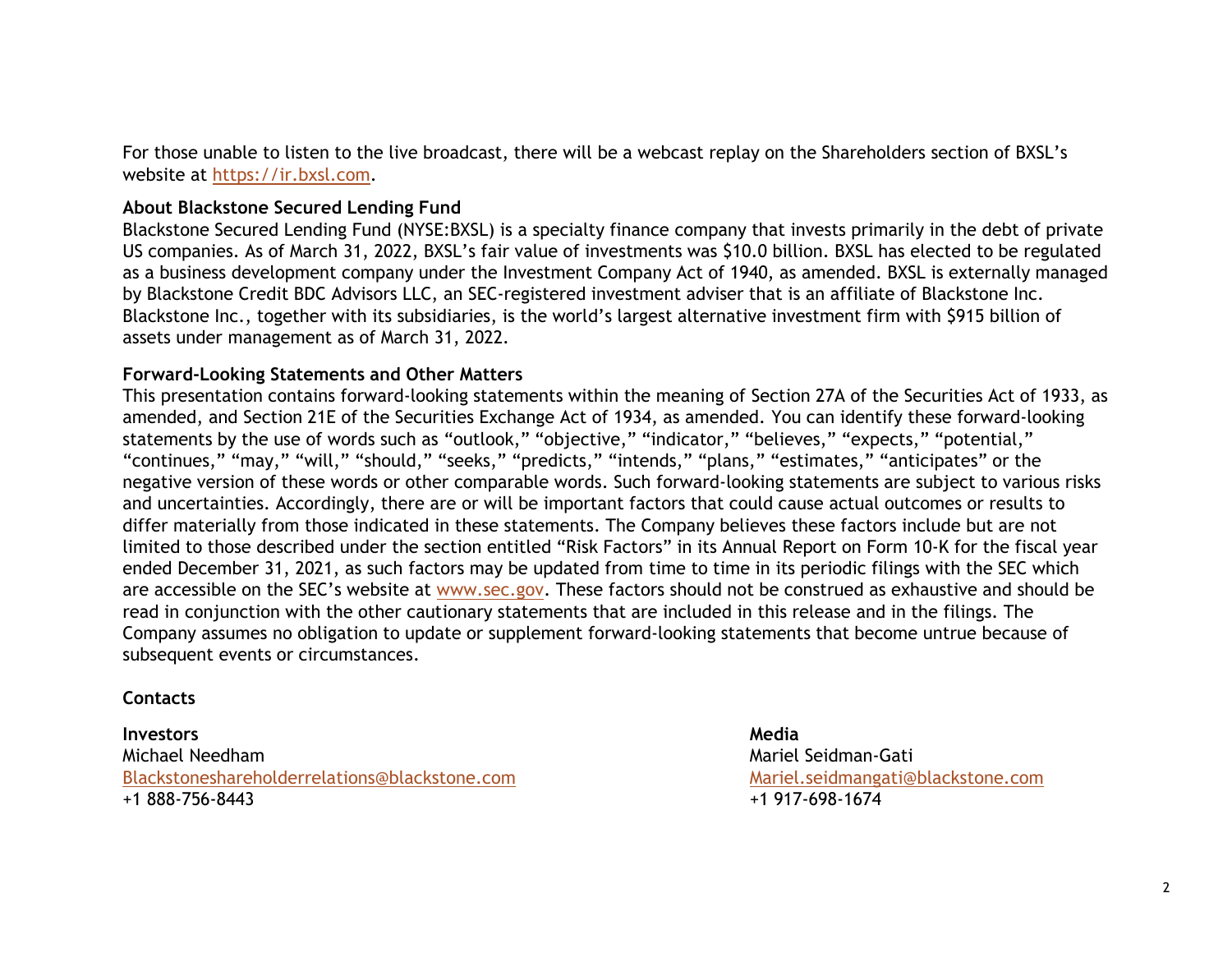For those unable to listen to the live broadcast, there will be a webcast replay on the Shareholders section of BXSL's website at [https://ir.bxsl.com](https://ir.bxsl.com).

**About Blackstone Secured Lending Fund**

Blackstone Secured Lending Fund (NYSE:BXSL) is a specialty finance company that invests primarily in the debt of private US companies. As of March 31, 2022, BXSL's fair value of investments was $10.0 billion. BXSL has elected to be regulated as a business development company under the Investment Company Act of 1940, as amended. BXSL is externally managed by Blackstone Credit BDC Advisors LLC, an SEC-registered investment adviser that is an affiliate of Blackstone Inc. Blackstone Inc., together with its subsidiaries, is the world's largest alternative investment firm with $915 billion of assets under management as of March 31, 2022.

**Forward-Looking Statements and Other Matters**

This presentation contains forward-looking statements within the meaning of Section 27A of the Securities Act of 1933, as amended, and Section 21E of the Securities Exchange Act of 1934, as amended. You can identify these forward-looking statements by the use of words such as "outlook," "objective," "indicator," "believes," "expects," "potential," "continues," "may," "will," "should," "seeks," "predicts," "intends," "plans," "estimates," "anticipates" or the negative version of these words or other comparable words. Such forward-looking statements are subject to various risks and uncertainties. Accordingly, there are or will be important factors that could cause actual outcomes or results to differ materially from those indicated in these statements. The Company believes these factors include but are not limited to those described under the section entitled "Risk Factors" in its Annual Report on Form 10-K for the fiscal year ended December 31, 2021, as such factors may be updated from time to time in its periodic filings with the SEC which are accessible on the SEC's website at [www.sec.gov](http://www.sec.gov). These factors should not be construed as exhaustive and should be read in conjunction with the other cautionary statements that are included in this release and in the filings. The Company assumes no obligation to update or supplement forward-looking statements that become untrue because of subsequent events or circumstances.

**Contacts**

**Investors**
Michael Needham
[Blackstoneshareholderrelations@blackstone.com](mailto:Blackstoneshareholderrelations@blackstone.com)
+1 888-756-8443

**Media**
Mariel Seidman-Gati
[Mariel.seidmangati@blackstone.com](mailto:Mariel.seidmangati@blackstone.com)
+1 917-698-1674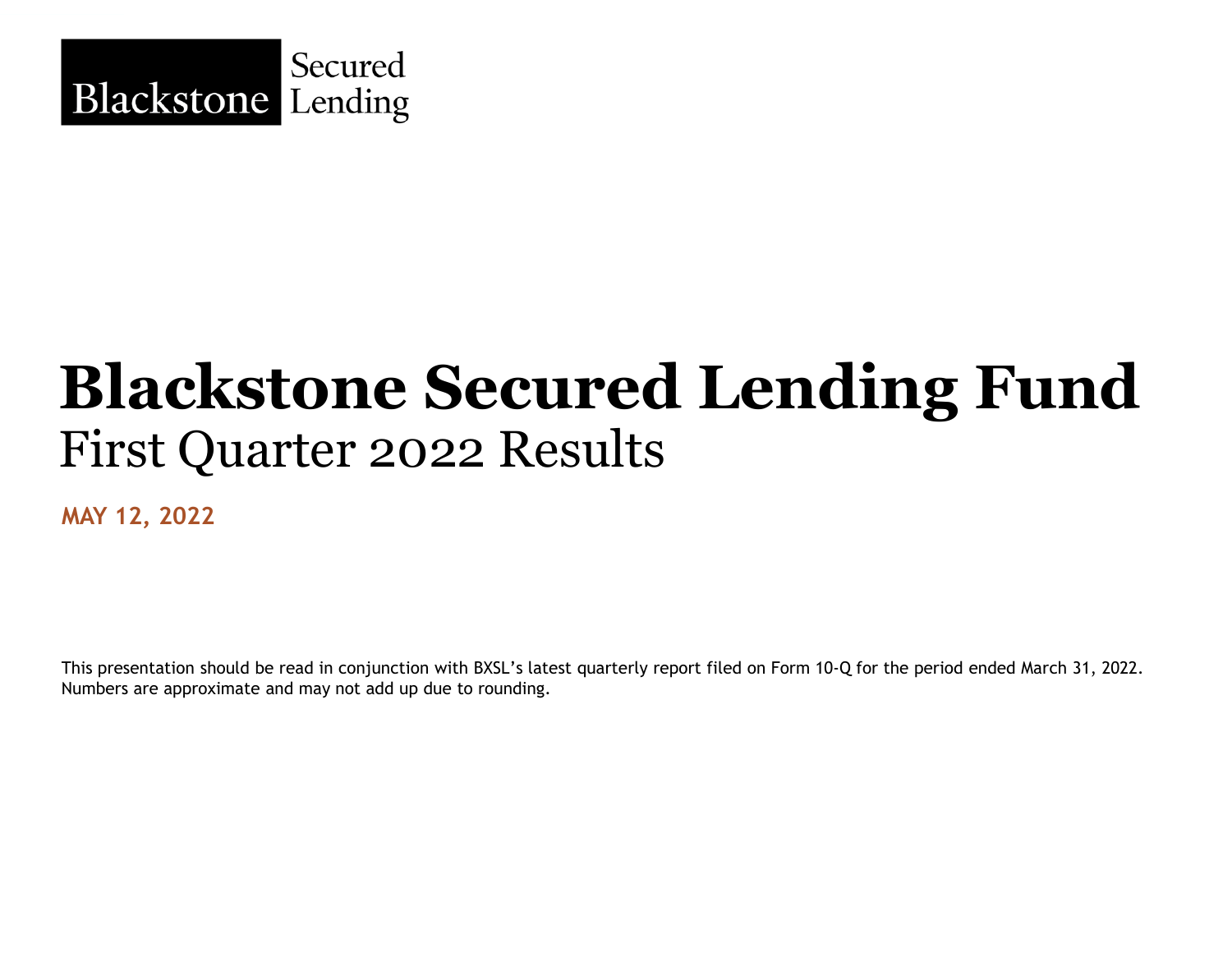Blackstone Secured Lending

# Blackstone Secured Lending Fund

## First Quarter 2022 Results

**MAY 12, 2022**

This presentation should be read in conjunction with BXSL's latest quarterly report filed on Form 10-Q for the period ended March 31, 2022. Numbers are approximate and may not add up due to rounding.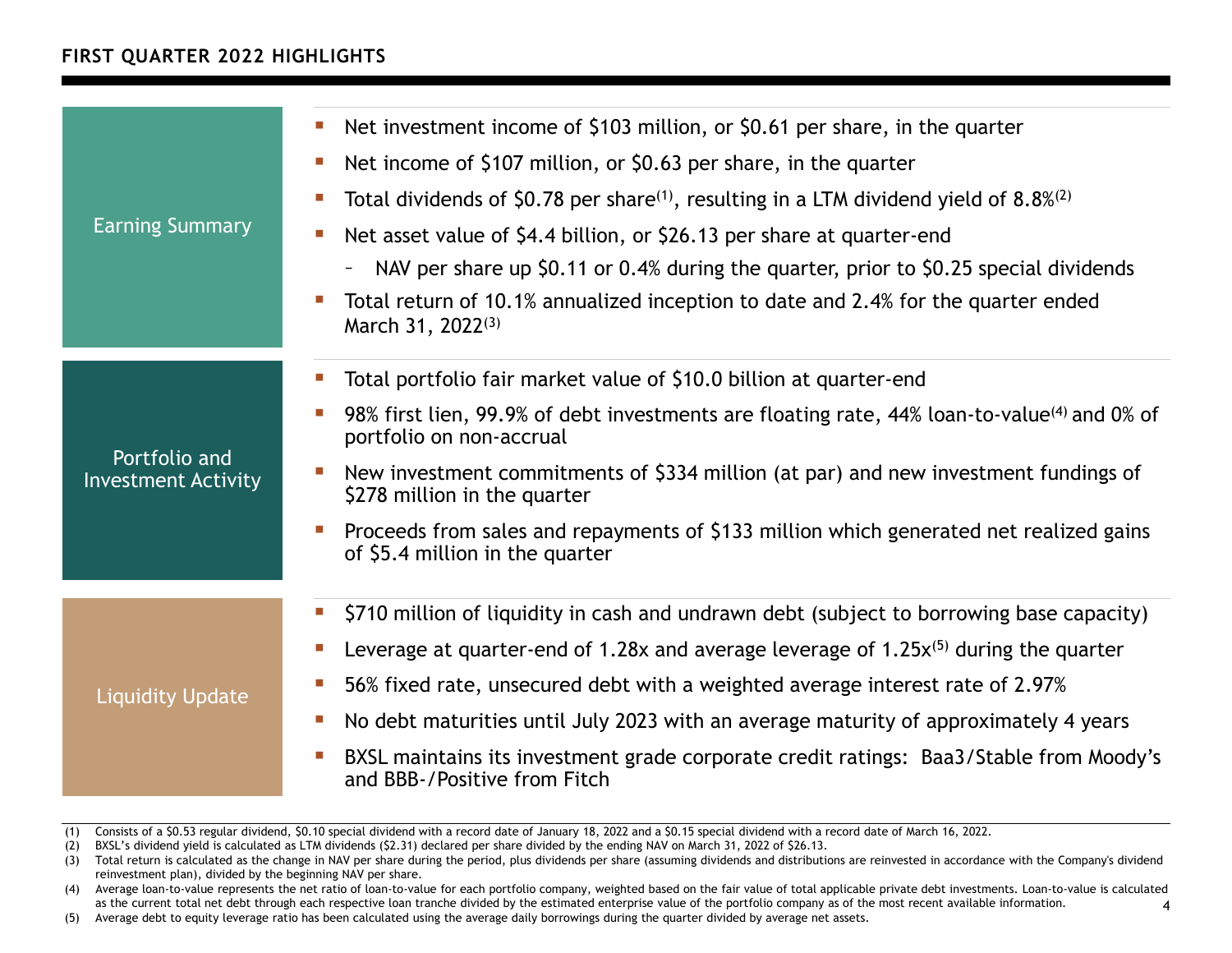## FIRST QUARTER 2022 HIGHLIGHTS

### Earning Summary

- Net investment income of $103 million, or $0.61 per share, in the quarter
- Net income of $107 million, or $0.63 per share, in the quarter
- Total dividends of $0.78 per share[(1)], resulting in a LTM dividend yield of 8.8%[(2)]
- Net asset value of $4.4 billion, or $26.13 per share at quarter-end
  - NAV per share up $0.11 or 0.4% during the quarter, prior to $0.25 special dividends
- Total return of 10.1% annualized inception to date and 2.4% for the quarter ended March 31, 2022[(3)]

### Portfolio and Investment Activity

- Total portfolio fair market value of $10.0 billion at quarter-end
- 98% first lien, 99.9% of debt investments are floating rate, 44% loan-to-value[(4)] and 0% of portfolio on non-accrual
- New investment commitments of $334 million (at par) and new investment fundings of $278 million in the quarter
- Proceeds from sales and repayments of $133 million which generated net realized gains of $5.4 million in the quarter

### Liquidity Update

- $710 million of liquidity in cash and undrawn debt (subject to borrowing base capacity)
- Leverage at quarter-end of 1.28x and average leverage of 1.25x[(5)] during the quarter
- 56% fixed rate, unsecured debt with a weighted average interest rate of 2.97%
- No debt maturities until July 2023 with an average maturity of approximately 4 years
- BXSL maintains its investment grade corporate credit ratings: Baa3/Stable from Moody's and BBB-/Positive from Fitch

---

(1) Consists of a $0.53 regular dividend, $0.10 special dividend with a record date of January 18, 2022 and a $0.15 special dividend with a record date of March 16, 2022.

(2) BXSL's dividend yield is calculated as LTM dividends ($2.31) declared per share divided by the ending NAV on March 31, 2022 of $26.13.

(3) Total return is calculated as the change in NAV per share during the period, plus dividends per share (assuming dividends and distributions are reinvested in accordance with the Company's dividend reinvestment plan), divided by the beginning NAV per share.

(4) Average loan-to-value represents the net ratio of loan-to-value for each portfolio company, weighted based on the fair value of total applicable private debt investments. Loan-to-value is calculated as the current total net debt through each respective loan tranche divided by the estimated enterprise value of the portfolio company as of the most recent available information.

(5) Average debt to equity leverage ratio has been calculated using the average daily borrowings during the quarter divided by average net assets.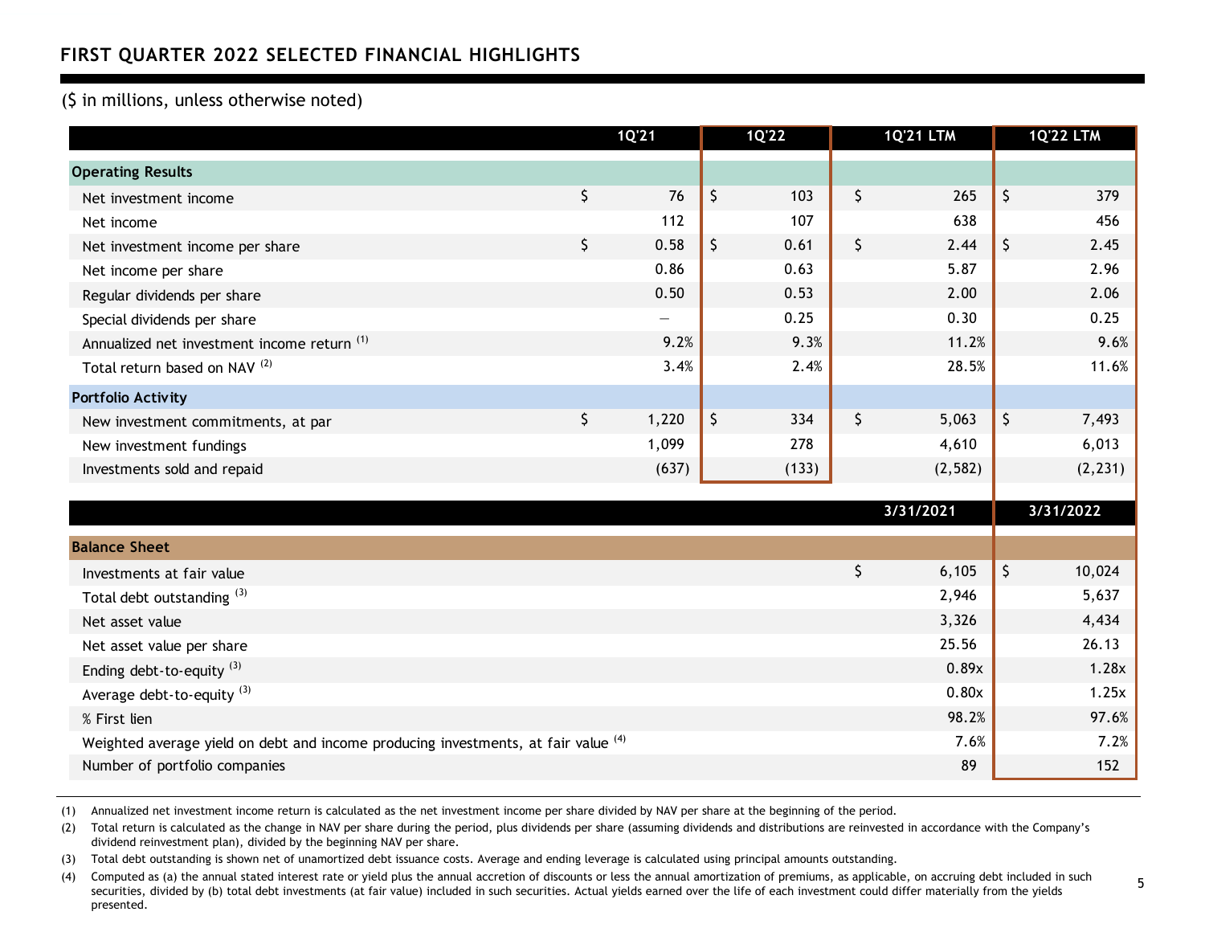## FIRST QUARTER 2022 SELECTED FINANCIAL HIGHLIGHTS

($ in millions, unless otherwise noted)

| | 1Q'21 | 1Q'22 | 1Q'21 LTM | 1Q'22 LTM |
|---|---|---|---|---|
| **Operating Results** | | | | |
| Net investment income | $ 76 | $ 103 | $ 265 | $ 379 |
| Net income | 112 | 107 | 638 | 456 |
| Net investment income per share | $ 0.58 | $ 0.61 | $ 2.44 | $ 2.45 |
| Net income per share | 0.86 | 0.63 | 5.87 | 2.96 |
| Regular dividends per share | 0.50 | 0.53 | 2.00 | 2.06 |
| Special dividends per share | — | 0.25 | 0.30 | 0.25 |
| Annualized net investment income return [(1)] | 9.2% | 9.3% | 11.2% | 9.6% |
| Total return based on NAV [(2)] | 3.4% | 2.4% | 28.5% | 11.6% |
| **Portfolio Activity** | | | | |
| New investment commitments, at par | $ 1,220 | $ 334 | $ 5,063 | $ 7,493 |
| New investment fundings | 1,099 | 278 | 4,610 | 6,013 |
| Investments sold and repaid | (637) | (133) | (2,582) | (2,231) |

| | 3/31/2021 | 3/31/2022 |
|---|---|---|
| **Balance Sheet** | | |
| Investments at fair value | $ 6,105 | $ 10,024 |
| Total debt outstanding [(3)] | 2,946 | 5,637 |
| Net asset value | 3,326 | 4,434 |
| Net asset value per share | 25.56 | 26.13 |
| Ending debt-to-equity [(3)] | 0.89x | 1.28x |
| Average debt-to-equity [(3)] | 0.80x | 1.25x |
| % First lien | 98.2% | 97.6% |
| Weighted average yield on debt and income producing investments, at fair value [(4)] | 7.6% | 7.2% |
| Number of portfolio companies | 89 | 152 |

(1) Annualized net investment income return is calculated as the net investment income per share divided by NAV per share at the beginning of the period.

(2) Total return is calculated as the change in NAV per share during the period, plus dividends per share (assuming dividends and distributions are reinvested in accordance with the Company's dividend reinvestment plan), divided by the beginning NAV per share.

(3) Total debt outstanding is shown net of unamortized debt issuance costs. Average and ending leverage is calculated using principal amounts outstanding.

(4) Computed as (a) the annual stated interest rate or yield plus the annual accretion of discounts or less the annual amortization of premiums, as applicable, on accruing debt included in such securities, divided by (b) total debt investments (at fair value) included in such securities. Actual yields earned over the life of each investment could differ materially from the yields presented.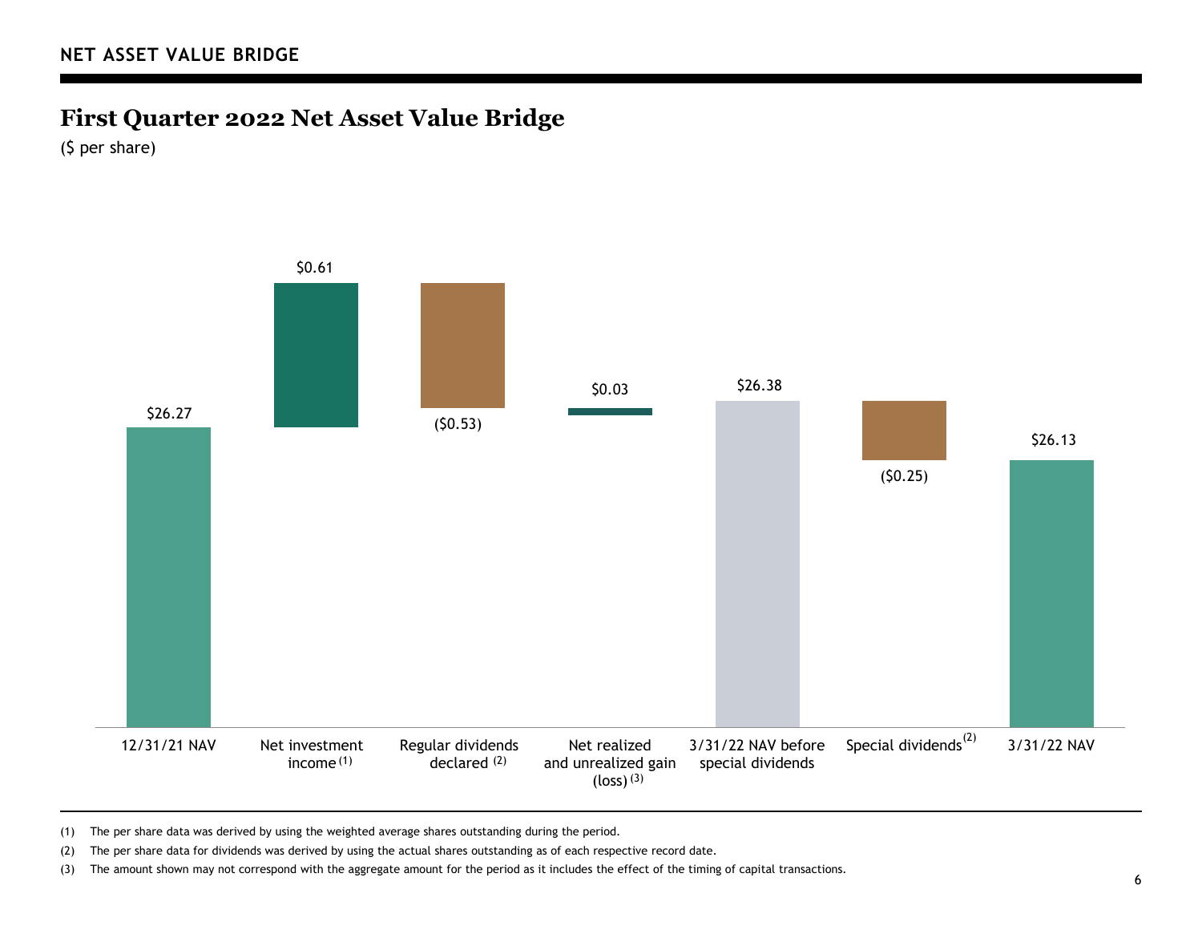## NET ASSET VALUE BRIDGE

# First Quarter 2022 Net Asset Value Bridge

($ per share)

| 12/31/21 NAV | Net investment income [1] | Regular dividends declared [2] | Net realized and unrealized gain (loss) [3] | 3/31/22 NAV before special dividends | Special dividends [2] | 3/31/22 NAV |
|---|---|---|---|---|---|---|
| $26.27 | $0.61 | ($0.53) | $0.03 | $26.38 | ($0.25) | $26.13 |

(1) The per share data was derived by using the weighted average shares outstanding during the period.

(2) The per share data for dividends was derived by using the actual shares outstanding as of each respective record date.

(3) The amount shown may not correspond with the aggregate amount for the period as it includes the effect of the timing of capital transactions.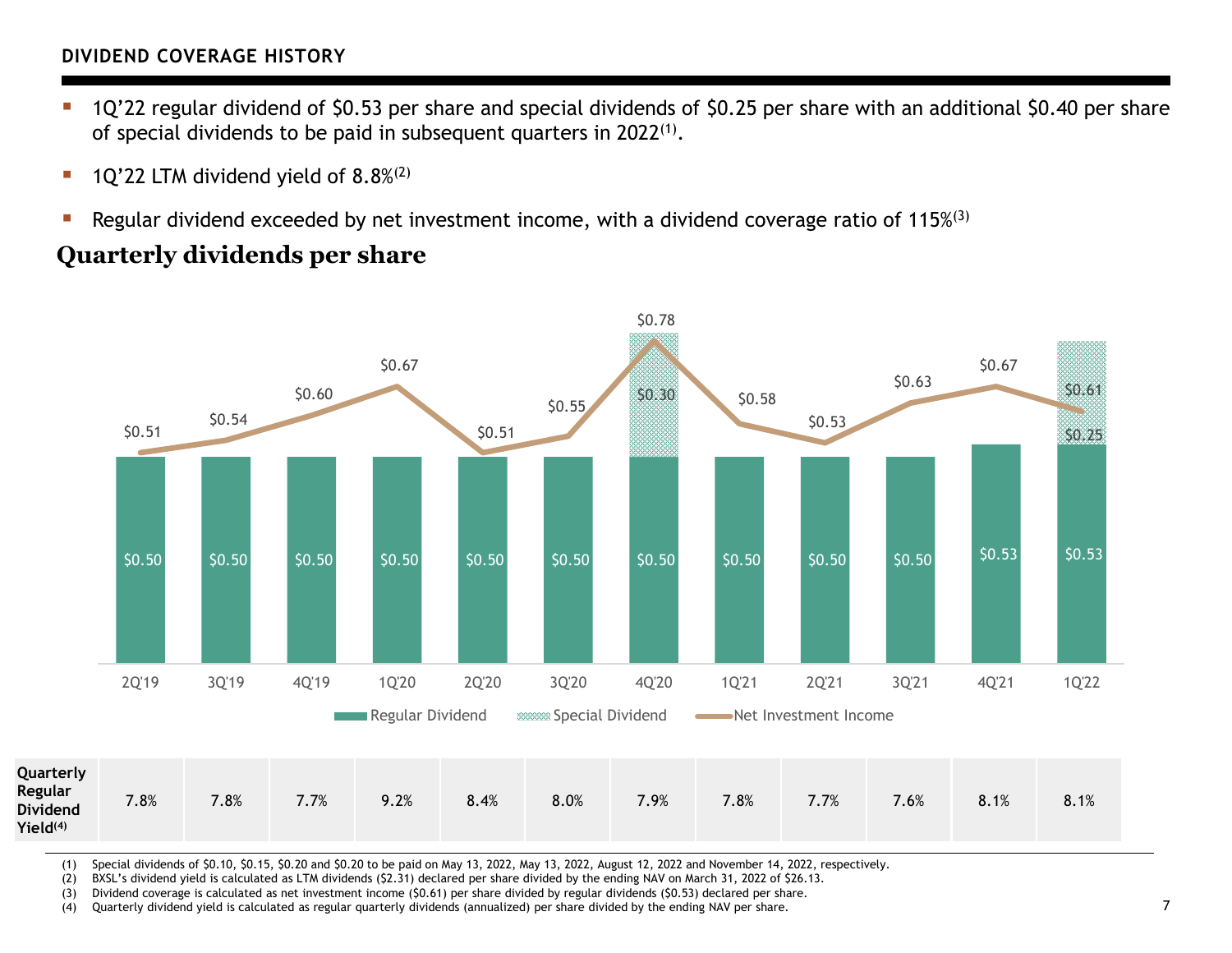## DIVIDEND COVERAGE HISTORY

- 1Q'22 regular dividend of $0.53 per share and special dividends of $0.25 per share with an additional $0.40 per share of special dividends to be paid in subsequent quarters in 2022[1].
- 1Q'22 LTM dividend yield of 8.8%[2]
- Regular dividend exceeded by net investment income, with a dividend coverage ratio of 115%[3]

### Quarterly dividends per share

| | 2Q'19 | 3Q'19 | 4Q'19 | 1Q'20 | 2Q'20 | 3Q'20 | 4Q'20 | 1Q'21 | 2Q'21 | 3Q'21 | 4Q'21 | 1Q'22 |
|---|---|---|---|---|---|---|---|---|---|---|---|---|
| Regular Dividend | $0.50 | $0.50 | $0.50 | $0.50 | $0.50 | $0.50 | $0.50 | $0.50 | $0.50 | $0.50 | $0.53 | $0.53 |
| Special Dividend | | | | | | | $0.30 | | | | | $0.25 |
| Net Investment Income | $0.51 | $0.54 | $0.60 | $0.67 | $0.51 | $0.55 | $0.78 | $0.58 | $0.53 | $0.63 | $0.67 | $0.61 |
| Quarterly Regular Dividend Yield[4] | 7.8% | 7.8% | 7.7% | 9.2% | 8.4% | 8.0% | 7.9% | 7.8% | 7.7% | 7.6% | 8.1% | 8.1% |

(1) Special dividends of $0.10, $0.15, $0.20 and $0.20 to be paid on May 13, 2022, May 13, 2022, August 12, 2022 and November 14, 2022, respectively.
(2) BXSL's dividend yield is calculated as LTM dividends ($2.31) declared per share divided by the ending NAV on March 31, 2022 of $26.13.
(3) Dividend coverage is calculated as net investment income ($0.61) per share divided by regular dividends ($0.53) declared per share.
(4) Quarterly dividend yield is calculated as regular quarterly dividends (annualized) per share divided by the ending NAV per share.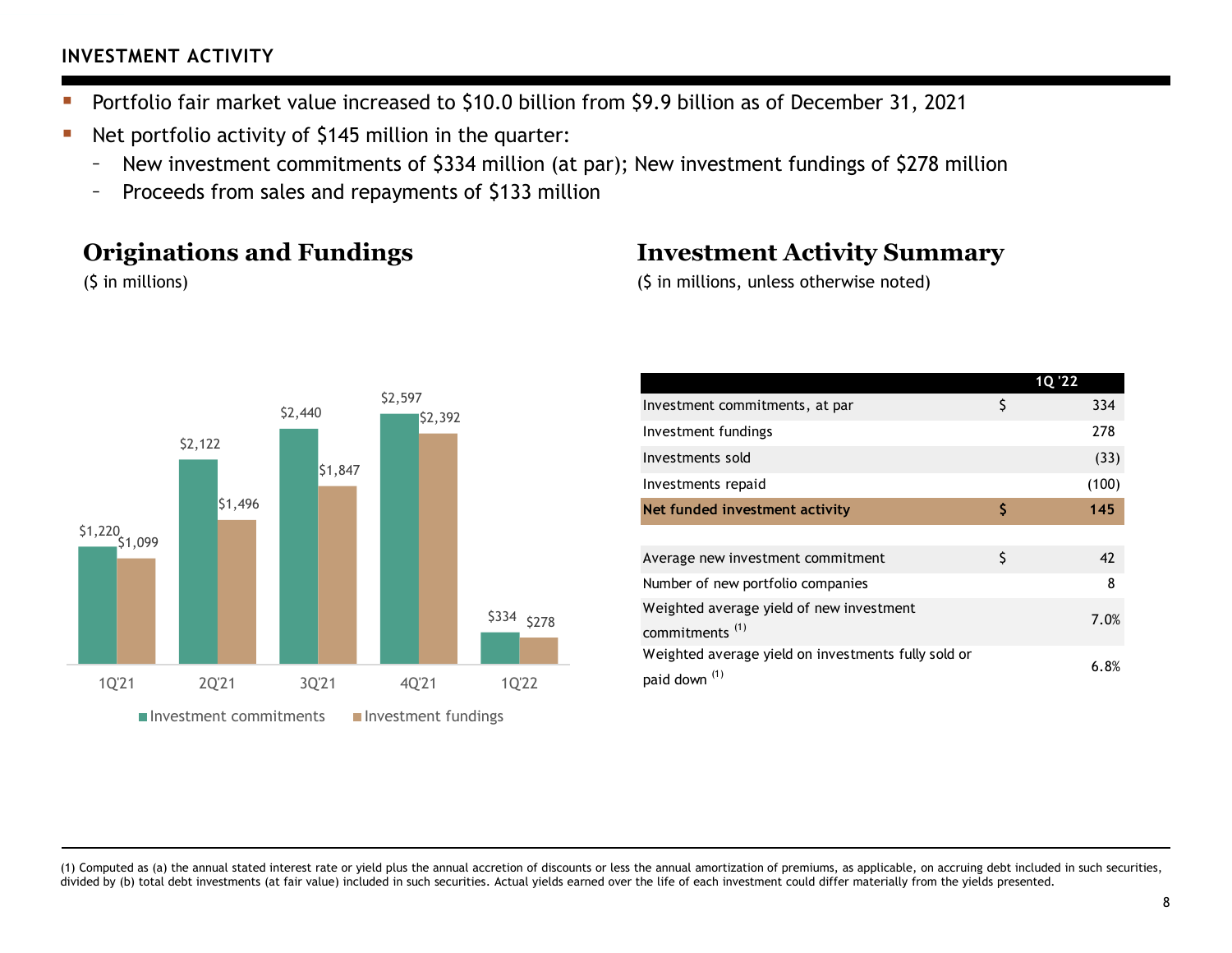## INVESTMENT ACTIVITY

- Portfolio fair market value increased to $10.0 billion from $9.9 billion as of December 31, 2021
- Net portfolio activity of $145 million in the quarter:
  - New investment commitments of $334 million (at par); New investment fundings of $278 million
  - Proceeds from sales and repayments of $133 million

### Originations and Fundings

($ in millions)

| | 1Q'21 | 2Q'21 | 3Q'21 | 4Q'21 | 1Q'22 |
|---|---|---|---|---|---|
| Investment commitments | $1,220 | $2,122 | $2,440 | $2,597 | $334 |
| Investment fundings | $1,099 | $1,496 | $1,847 | $2,392 | $278 |

### Investment Activity Summary

($ in millions, unless otherwise noted)

| | | 1Q '22 |
|---|---|---|
| Investment commitments, at par | $ | 334 |
| Investment fundings | | 278 |
| Investments sold | | (33) |
| Investments repaid | | (100) |
| **Net funded investment activity** | **$** | **145** |
| | | |
| Average new investment commitment | $ | 42 |
| Number of new portfolio companies | | 8 |
| Weighted average yield of new investment commitments [(1)] | | 7.0% |
| Weighted average yield on investments fully sold or paid down [(1)] | | 6.8% |

(1) Computed as (a) the annual stated interest rate or yield plus the annual accretion of discounts or less the annual amortization of premiums, as applicable, on accruing debt included in such securities, divided by (b) total debt investments (at fair value) included in such securities. Actual yields earned over the life of each investment could differ materially from the yields presented.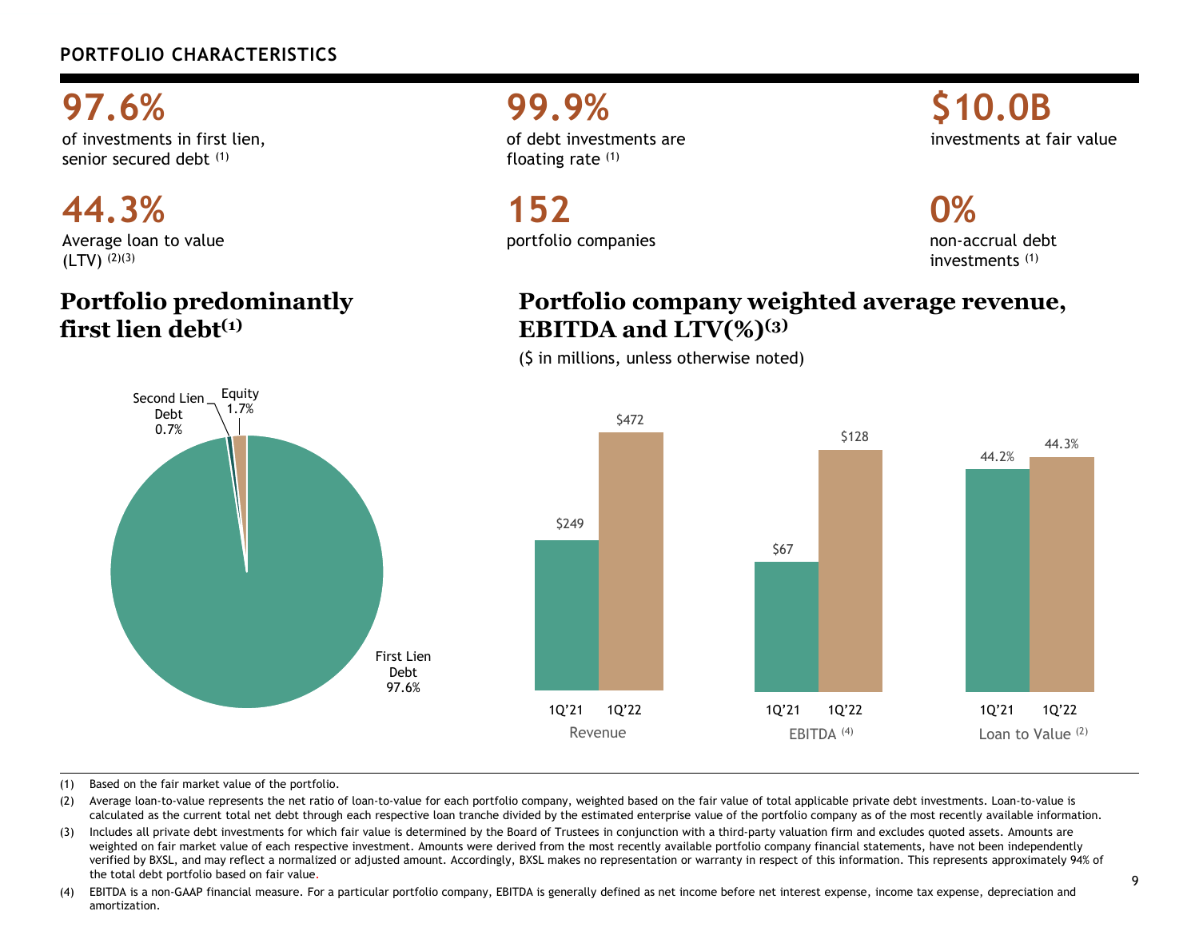## PORTFOLIO CHARACTERISTICS

**97.6%**
of investments in first lien, senior secured debt [1]

**99.9%**
of debt investments are floating rate [1]

**$10.0B**
investments at fair value

**44.3%**
Average loan to value (LTV) [2][3]

**152**
portfolio companies

**0%**
non-accrual debt investments [1]

### Portfolio predominantly first lien debt[1]

| Category | % |
|---|---|
| First Lien Debt | 97.6% |
| Second Lien Debt | 0.7% |
| Equity | 1.7% |

### Portfolio company weighted average revenue, EBITDA and LTV(%)[3]

($ in millions, unless otherwise noted)

| | 1Q'21 | 1Q'22 |
|---|---|---|
| Revenue | $249 | $472 |
| EBITDA [4] | $67 | $128 |
| Loan to Value [2] | 44.2% | 44.3% |

(1) Based on the fair market value of the portfolio.

(2) Average loan-to-value represents the net ratio of loan-to-value for each portfolio company, weighted based on the fair value of total applicable private debt investments. Loan-to-value is calculated as the current total net debt through each respective loan tranche divided by the estimated enterprise value of the portfolio company as of the most recently available information.

(3) Includes all private debt investments for which fair value is determined by the Board of Trustees in conjunction with a third-party valuation firm and excludes quoted assets. Amounts are weighted on fair market value of each respective investment. Amounts were derived from the most recently available portfolio company financial statements, have not been independently verified by BXSL, and may reflect a normalized or adjusted amount. Accordingly, BXSL makes no representation or warranty in respect of this information. This represents approximately 94% of the total debt portfolio based on fair value.

(4) EBITDA is a non-GAAP financial measure. For a particular portfolio company, EBITDA is generally defined as net income before net interest expense, income tax expense, depreciation and amortization.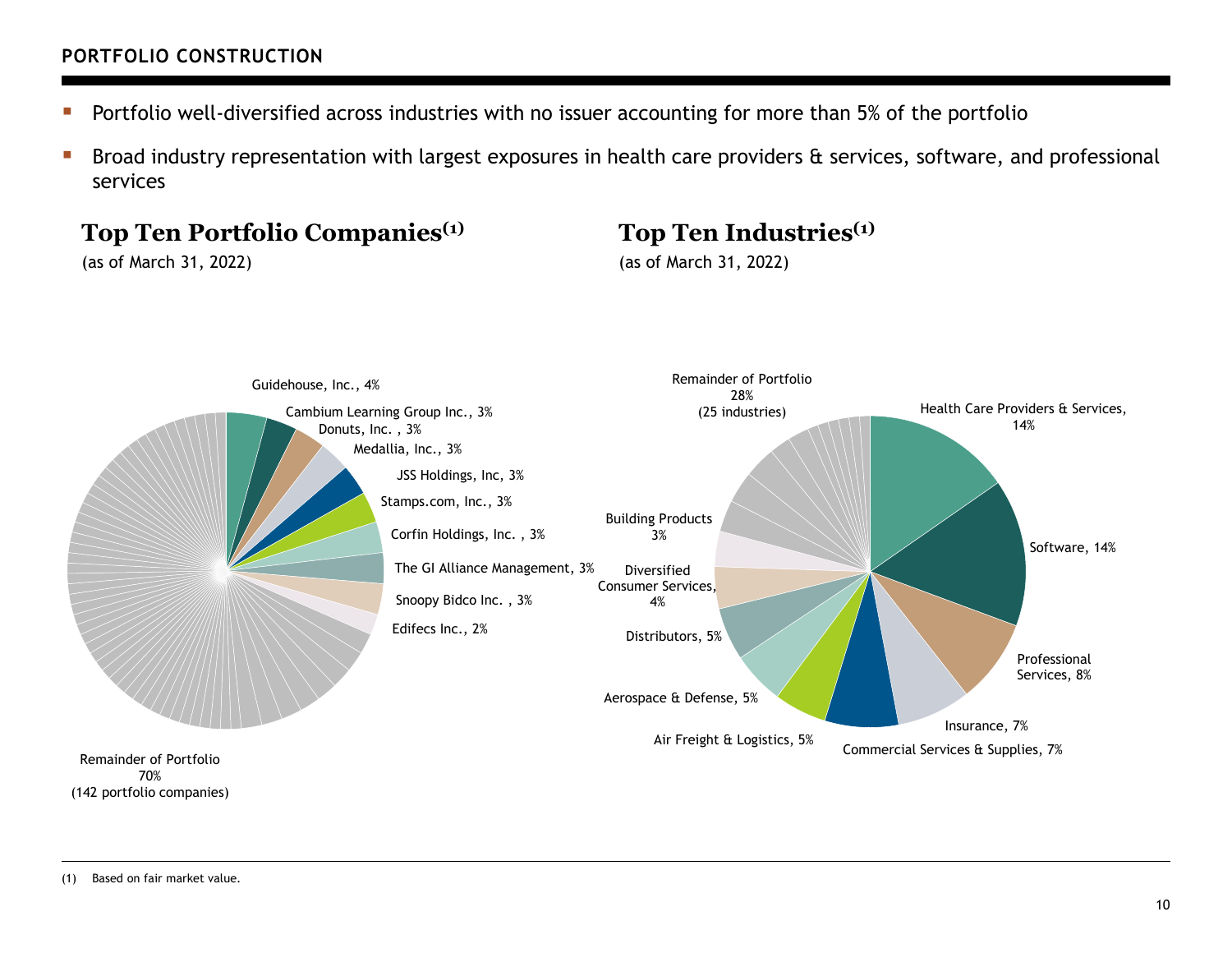## PORTFOLIO CONSTRUCTION

- Portfolio well-diversified across industries with no issuer accounting for more than 5% of the portfolio
- Broad industry representation with largest exposures in health care providers & services, software, and professional services

### Top Ten Portfolio Companies[1]

(as of March 31, 2022)

| Company | % |
|---|---|
| Guidehouse, Inc. | 4% |
| Cambium Learning Group Inc. | 3% |
| Donuts, Inc. | 3% |
| Medallia, Inc. | 3% |
| JSS Holdings, Inc | 3% |
| Stamps.com, Inc. | 3% |
| Corfin Holdings, Inc. | 3% |
| The GI Alliance Management | 3% |
| Snoopy Bidco Inc. | 3% |
| Edifecs Inc. | 2% |
| Remainder of Portfolio (142 portfolio companies) | 70% |

### Top Ten Industries[1]

(as of March 31, 2022)

| Industry | % |
|---|---|
| Health Care Providers & Services | 14% |
| Software | 14% |
| Professional Services | 8% |
| Insurance | 7% |
| Commercial Services & Supplies | 7% |
| Air Freight & Logistics | 5% |
| Aerospace & Defense | 5% |
| Distributors | 5% |
| Diversified Consumer Services | 4% |
| Building Products | 3% |
| Remainder of Portfolio (25 industries) | 28% |

(1) Based on fair market value.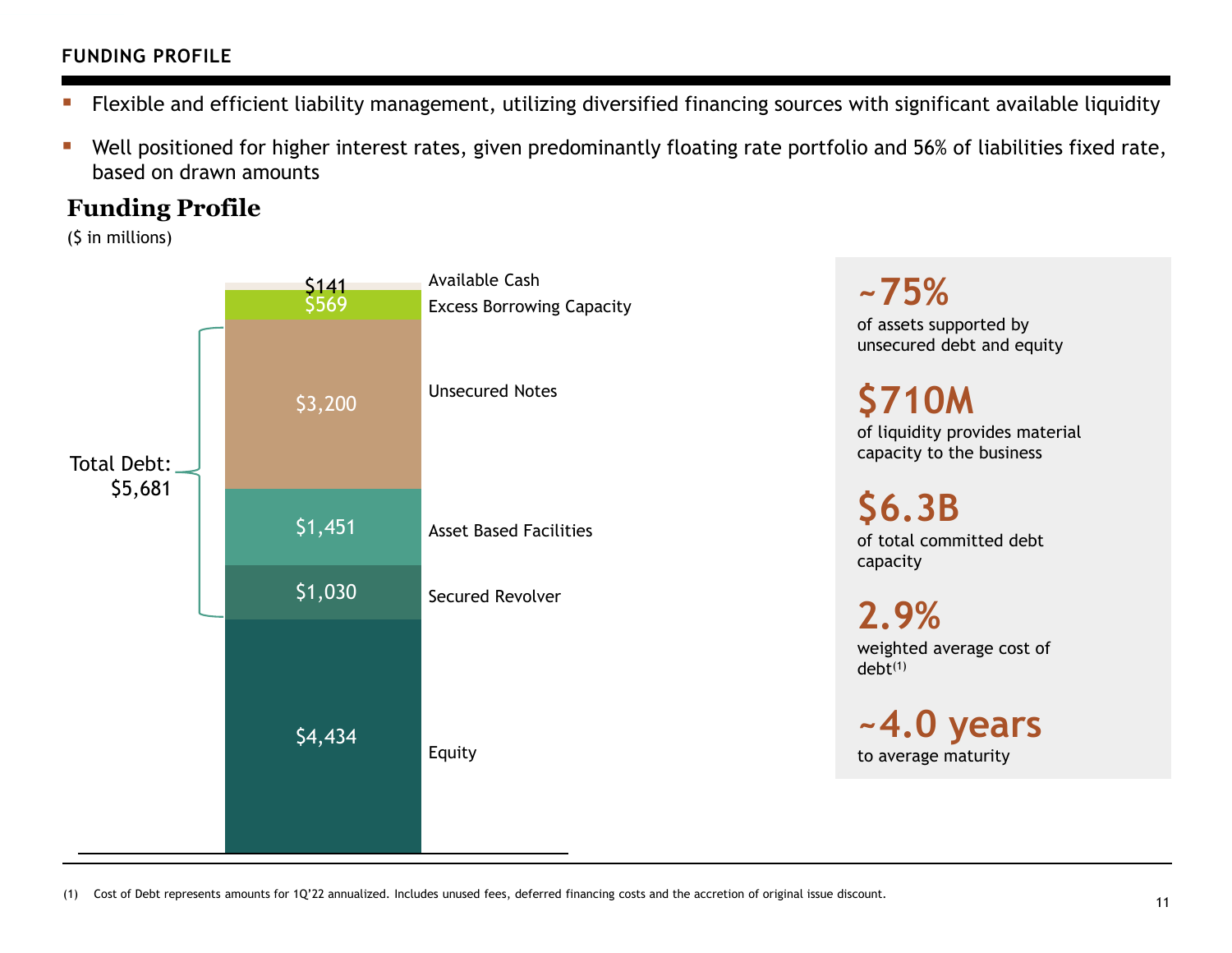## FUNDING PROFILE

- Flexible and efficient liability management, utilizing diversified financing sources with significant available liquidity
- Well positioned for higher interest rates, given predominantly floating rate portfolio and 56% of liabilities fixed rate, based on drawn amounts

### Funding Profile

($ in millions)

| Component | Amount |
|---|---|
| Available Cash | $141 |
| Excess Borrowing Capacity | $569 |
| Unsecured Notes | $3,200 |
| Asset Based Facilities | $1,451 |
| Secured Revolver | $1,030 |
| Equity | $4,434 |

Total Debt: $5,681

**~75%** of assets supported by unsecured debt and equity

**$710M** of liquidity provides material capacity to the business

**$6.3B** of total committed debt capacity

**2.9%** weighted average cost of debt[1]

**~4.0 years** to average maturity

(1) Cost of Debt represents amounts for 1Q'22 annualized. Includes unused fees, deferred financing costs and the accretion of original issue discount.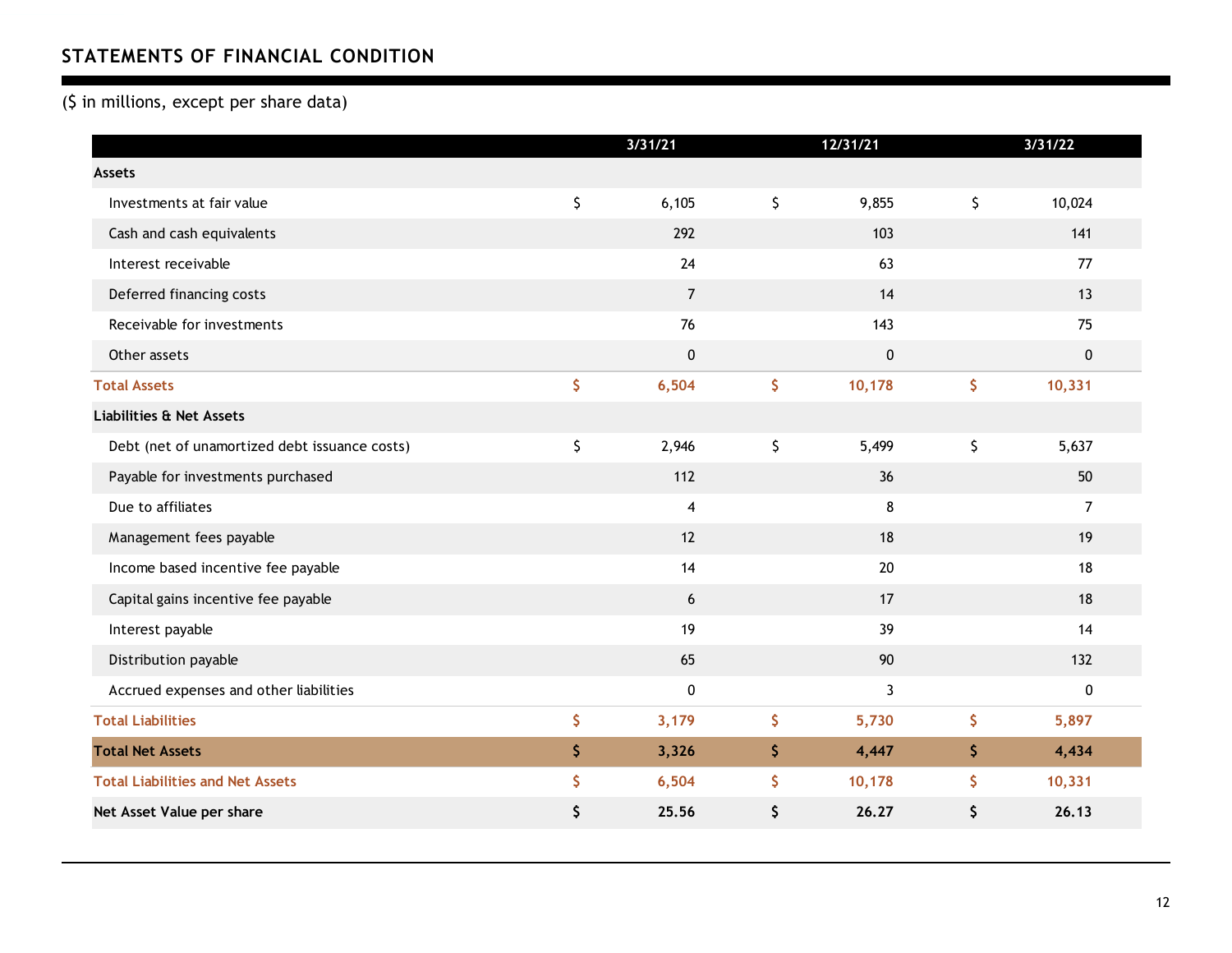## STATEMENTS OF FINANCIAL CONDITION

($ in millions, except per share data)

| | 3/31/21 | 12/31/21 | 3/31/22 |
|---|---|---|---|
| **Assets** | | | |
| Investments at fair value | $ 6,105 | $ 9,855 | $ 10,024 |
| Cash and cash equivalents | 292 | 103 | 141 |
| Interest receivable | 24 | 63 | 77 |
| Deferred financing costs | 7 | 14 | 13 |
| Receivable for investments | 76 | 143 | 75 |
| Other assets | 0 | 0 | 0 |
| **Total Assets** | **$ 6,504** | **$ 10,178** | **$ 10,331** |
| **Liabilities & Net Assets** | | | |
| Debt (net of unamortized debt issuance costs) | $ 2,946 | $ 5,499 | $ 5,637 |
| Payable for investments purchased | 112 | 36 | 50 |
| Due to affiliates | 4 | 8 | 7 |
| Management fees payable | 12 | 18 | 19 |
| Income based incentive fee payable | 14 | 20 | 18 |
| Capital gains incentive fee payable | 6 | 17 | 18 |
| Interest payable | 19 | 39 | 14 |
| Distribution payable | 65 | 90 | 132 |
| Accrued expenses and other liabilities | 0 | 3 | 0 |
| **Total Liabilities** | **$ 3,179** | **$ 5,730** | **$ 5,897** |
| **Total Net Assets** | **$ 3,326** | **$ 4,447** | **$ 4,434** |
| **Total Liabilities and Net Assets** | **$ 6,504** | **$ 10,178** | **$ 10,331** |
| **Net Asset Value per share** | **$ 25.56** | **$ 26.27** | **$ 26.13** |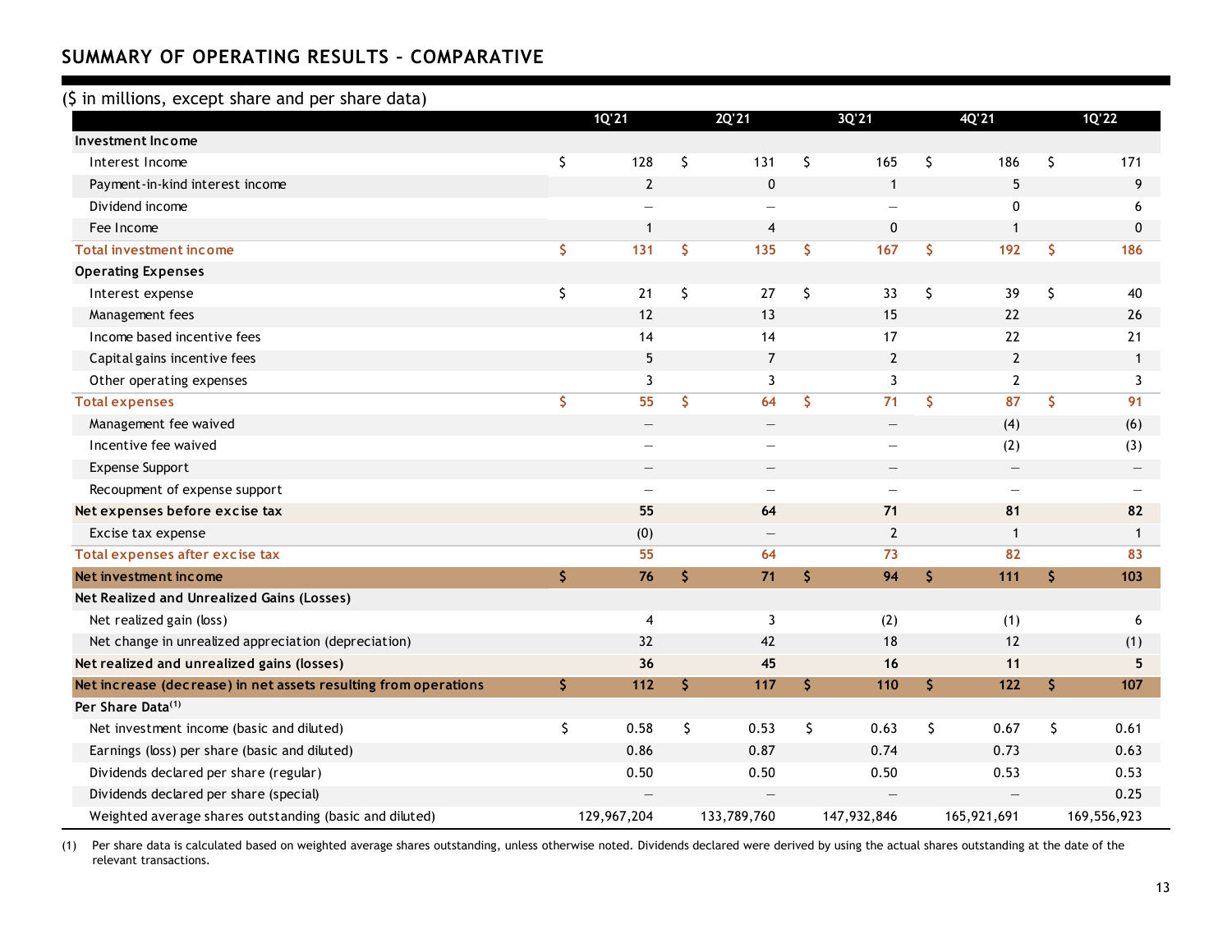## SUMMARY OF OPERATING RESULTS – COMPARATIVE

($ in millions, except share and per share data)

| | 1Q'21 | 2Q'21 | 3Q'21 | 4Q'21 | 1Q'22 |
|---|---|---|---|---|---|
| **Investment Income** | | | | | |
| Interest Income | $ 128 | $ 131 | $ 165 | $ 186 | $ 171 |
| Payment-in-kind interest income | 2 | 0 | 1 | 5 | 9 |
| Dividend income | — | — | — | 0 | 6 |
| Fee Income | 1 | 4 | 0 | 1 | 0 |
| **Total investment income** | **$ 131** | **$ 135** | **$ 167** | **$ 192** | **$ 186** |
| **Operating Expenses** | | | | | |
| Interest expense | $ 21 | $ 27 | $ 33 | $ 39 | $ 40 |
| Management fees | 12 | 13 | 15 | 22 | 26 |
| Income based incentive fees | 14 | 14 | 17 | 22 | 21 |
| Capital gains incentive fees | 5 | 7 | 2 | 2 | 1 |
| Other operating expenses | 3 | 3 | 3 | 2 | 3 |
| **Total expenses** | **$ 55** | **$ 64** | **$ 71** | **$ 87** | **$ 91** |
| Management fee waived | — | — | — | (4) | (6) |
| Incentive fee waived | — | — | — | (2) | (3) |
| Expense Support | — | — | — | — | — |
| Recoupment of expense support | — | — | — | — | — |
| **Net expenses before excise tax** | **55** | **64** | **71** | **81** | **82** |
| Excise tax expense | (0) | — | 2 | 1 | 1 |
| **Total expenses after excise tax** | **55** | **64** | **73** | **82** | **83** |
| **Net investment income** | **$ 76** | **$ 71** | **$ 94** | **$ 111** | **$ 103** |
| **Net Realized and Unrealized Gains (Losses)** | | | | | |
| Net realized gain (loss) | 4 | 3 | (2) | (1) | 6 |
| Net change in unrealized appreciation (depreciation) | 32 | 42 | 18 | 12 | (1) |
| **Net realized and unrealized gains (losses)** | **36** | **45** | **16** | **11** | **5** |
| **Net increase (decrease) in net assets resulting from operations** | **$ 112** | **$ 117** | **$ 110** | **$ 122** | **$ 107** |
| **Per Share Data[(1)]** | | | | | |
| Net investment income (basic and diluted) | $ 0.58 | $ 0.53 | $ 0.63 | $ 0.67 | $ 0.61 |
| Earnings (loss) per share (basic and diluted) | 0.86 | 0.87 | 0.74 | 0.73 | 0.63 |
| Dividends declared per share (regular) | 0.50 | 0.50 | 0.50 | 0.53 | 0.53 |
| Dividends declared per share (special) | — | — | — | — | 0.25 |
| Weighted average shares outstanding (basic and diluted) | 129,967,204 | 133,789,760 | 147,932,846 | 165,921,691 | 169,556,923 |

(1) Per share data is calculated based on weighted average shares outstanding, unless otherwise noted. Dividends declared were derived by using the actual shares outstanding at the date of the relevant transactions.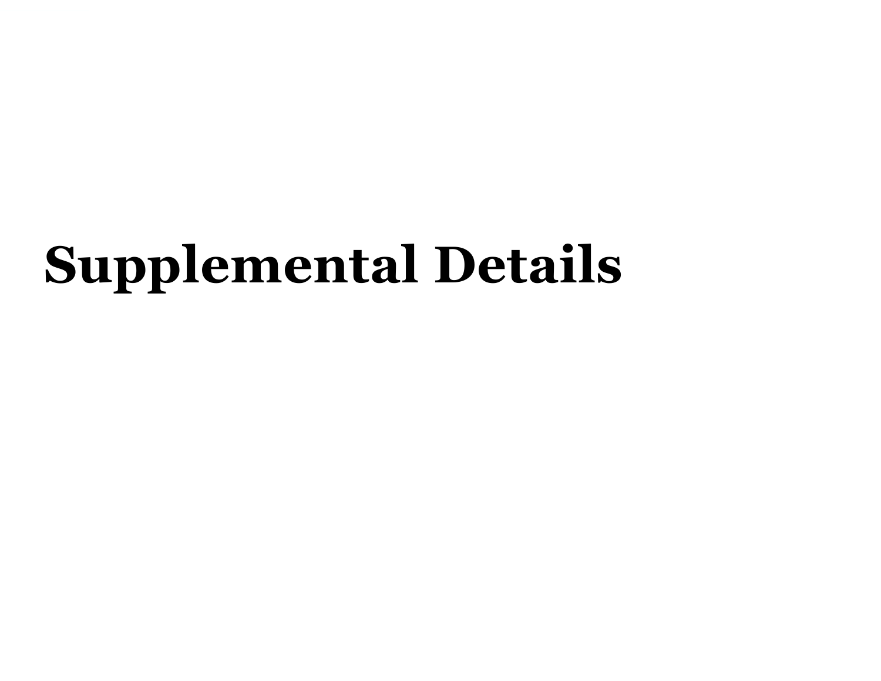# Supplemental Details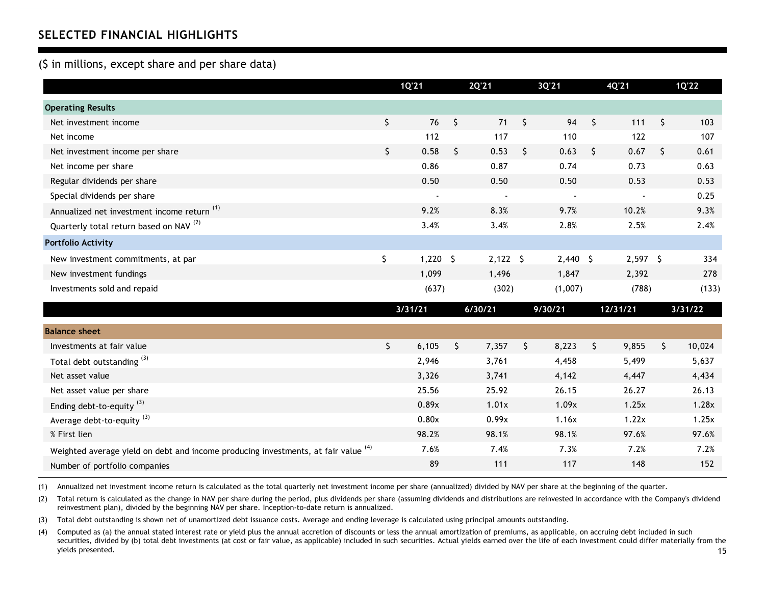## SELECTED FINANCIAL HIGHLIGHTS

($ in millions, except share and per share data)

| | 1Q'21 | 2Q'21 | 3Q'21 | 4Q'21 | 1Q'22 |
|---|---|---|---|---|---|
| **Operating Results** | | | | | |
| Net investment income | $ 76 | $ 71 | $ 94 | $ 111 | $ 103 |
| Net income | 112 | 117 | 110 | 122 | 107 |
| Net investment income per share | $ 0.58 | $ 0.53 | $ 0.63 | $ 0.67 | $ 0.61 |
| Net income per share | 0.86 | 0.87 | 0.74 | 0.73 | 0.63 |
| Regular dividends per share | 0.50 | 0.50 | 0.50 | 0.53 | 0.53 |
| Special dividends per share | - | - | - | - | 0.25 |
| Annualized net investment income return [(1)] | 9.2% | 8.3% | 9.7% | 10.2% | 9.3% |
| Quarterly total return based on NAV [(2)] | 3.4% | 3.4% | 2.8% | 2.5% | 2.4% |
| **Portfolio Activity** | | | | | |
| New investment commitments, at par | $ 1,220 | $ 2,122 | $ 2,440 | $ 2,597 | $ 334 |
| New investment fundings | 1,099 | 1,496 | 1,847 | 2,392 | 278 |
| Investments sold and repaid | (637) | (302) | (1,007) | (788) | (133) |

| | 3/31/21 | 6/30/21 | 9/30/21 | 12/31/21 | 3/31/22 |
|---|---|---|---|---|---|
| **Balance sheet** | | | | | |
| Investments at fair value | $ 6,105 | $ 7,357 | $ 8,223 | $ 9,855 | $ 10,024 |
| Total debt outstanding [(3)] | 2,946 | 3,761 | 4,458 | 5,499 | 5,637 |
| Net asset value | 3,326 | 3,741 | 4,142 | 4,447 | 4,434 |
| Net asset value per share | 25.56 | 25.92 | 26.15 | 26.27 | 26.13 |
| Ending debt-to-equity [(3)] | 0.89x | 1.01x | 1.09x | 1.25x | 1.28x |
| Average debt-to-equity [(3)] | 0.80x | 0.99x | 1.16x | 1.22x | 1.25x |
| % First lien | 98.2% | 98.1% | 98.1% | 97.6% | 97.6% |
| Weighted average yield on debt and income producing investments, at fair value [(4)] | 7.6% | 7.4% | 7.3% | 7.2% | 7.2% |
| Number of portfolio companies | 89 | 111 | 117 | 148 | 152 |

(1) Annualized net investment income return is calculated as the total quarterly net investment income per share (annualized) divided by NAV per share at the beginning of the quarter.

(2) Total return is calculated as the change in NAV per share during the period, plus dividends per share (assuming dividends and distributions are reinvested in accordance with the Company's dividend reinvestment plan), divided by the beginning NAV per share. Inception-to-date return is annualized.

(3) Total debt outstanding is shown net of unamortized debt issuance costs. Average and ending leverage is calculated using principal amounts outstanding.

(4) Computed as (a) the annual stated interest rate or yield plus the annual accretion of discounts or less the annual amortization of premiums, as applicable, on accruing debt included in such securities, divided by (b) total debt investments (at cost or fair value, as applicable) included in such securities. Actual yields earned over the life of each investment could differ materially from the yields presented.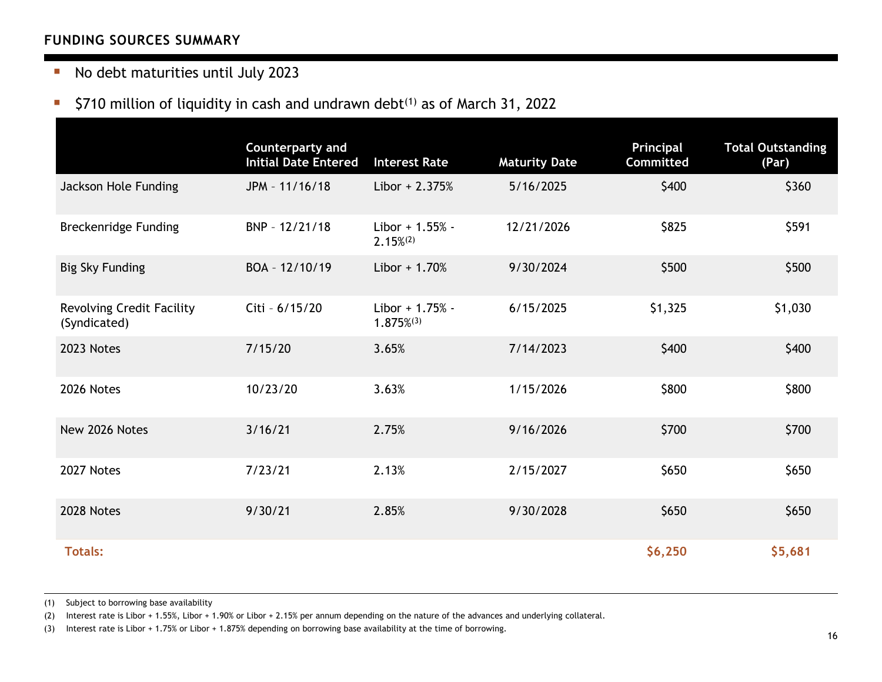## FUNDING SOURCES SUMMARY

- No debt maturities until July 2023
- $710 million of liquidity in cash and undrawn debt[1] as of March 31, 2022

| | Counterparty and Initial Date Entered | Interest Rate | Maturity Date | Principal Committed | Total Outstanding (Par) |
|---|---|---|---|---|---|
| Jackson Hole Funding | JPM – 11/16/18 | Libor + 2.375% | 5/16/2025 | $400 | $360 |
| Breckenridge Funding | BNP – 12/21/18 | Libor + 1.55% - 2.15%[2] | 12/21/2026 | $825 | $591 |
| Big Sky Funding | BOA – 12/10/19 | Libor + 1.70% | 9/30/2024 | $500 | $500 |
| Revolving Credit Facility (Syndicated) | Citi – 6/15/20 | Libor + 1.75% - 1.875%[3] | 6/15/2025 | $1,325 | $1,030 |
| 2023 Notes | 7/15/20 | 3.65% | 7/14/2023 | $400 | $400 |
| 2026 Notes | 10/23/20 | 3.63% | 1/15/2026 | $800 | $800 |
| New 2026 Notes | 3/16/21 | 2.75% | 9/16/2026 | $700 | $700 |
| 2027 Notes | 7/23/21 | 2.13% | 2/15/2027 | $650 | $650 |
| 2028 Notes | 9/30/21 | 2.85% | 9/30/2028 | $650 | $650 |
| **Totals:** | | | | **$6,250** | **$5,681** |

(1) Subject to borrowing base availability

(2) Interest rate is Libor + 1.55%, Libor + 1.90% or Libor + 2.15% per annum depending on the nature of the advances and underlying collateral.

(3) Interest rate is Libor + 1.75% or Libor + 1.875% depending on borrowing base availability at the time of borrowing.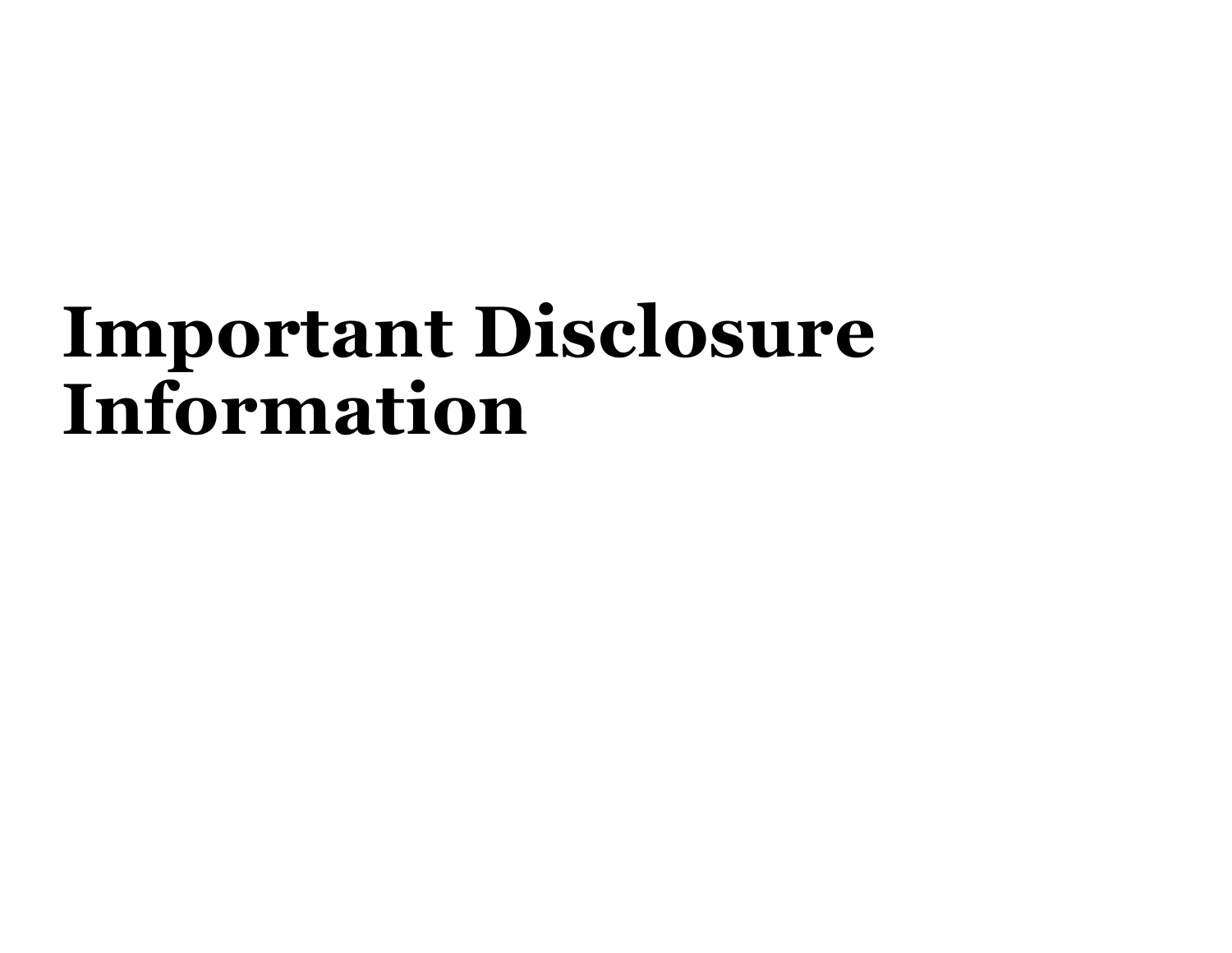# Important Disclosure Information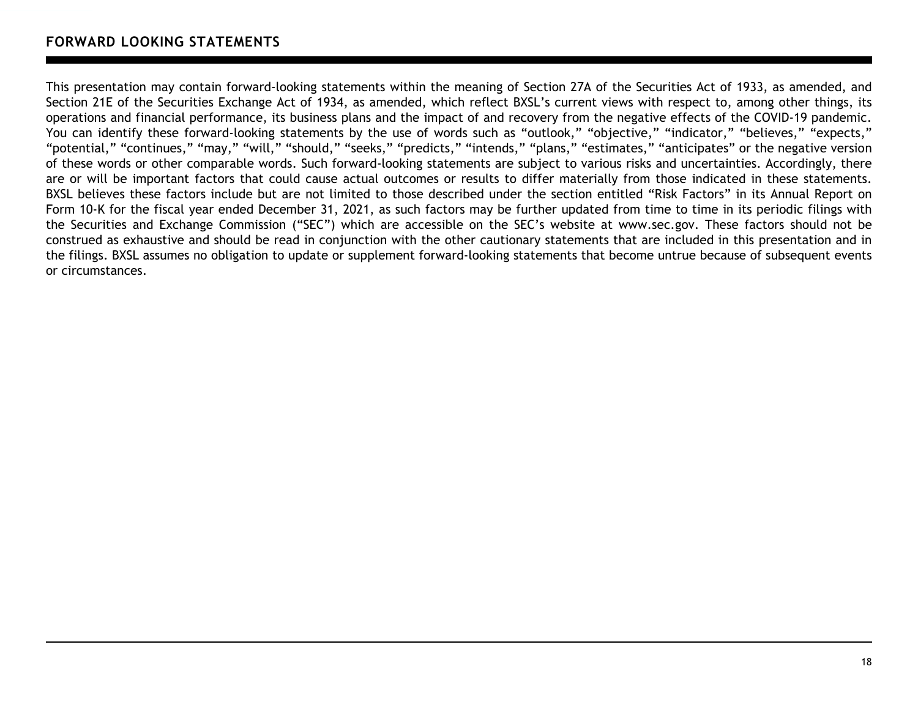## FORWARD LOOKING STATEMENTS

This presentation may contain forward-looking statements within the meaning of Section 27A of the Securities Act of 1933, as amended, and Section 21E of the Securities Exchange Act of 1934, as amended, which reflect BXSL's current views with respect to, among other things, its operations and financial performance, its business plans and the impact of and recovery from the negative effects of the COVID-19 pandemic. You can identify these forward-looking statements by the use of words such as "outlook," "objective," "indicator," "believes," "expects," "potential," "continues," "may," "will," "should," "seeks," "predicts," "intends," "plans," "estimates," "anticipates" or the negative version of these words or other comparable words. Such forward-looking statements are subject to various risks and uncertainties. Accordingly, there are or will be important factors that could cause actual outcomes or results to differ materially from those indicated in these statements. BXSL believes these factors include but are not limited to those described under the section entitled "Risk Factors" in its Annual Report on Form 10-K for the fiscal year ended December 31, 2021, as such factors may be further updated from time to time in its periodic filings with the Securities and Exchange Commission ("SEC") which are accessible on the SEC's website at www.sec.gov. These factors should not be construed as exhaustive and should be read in conjunction with the other cautionary statements that are included in this presentation and in the filings. BXSL assumes no obligation to update or supplement forward-looking statements that become untrue because of subsequent events or circumstances.